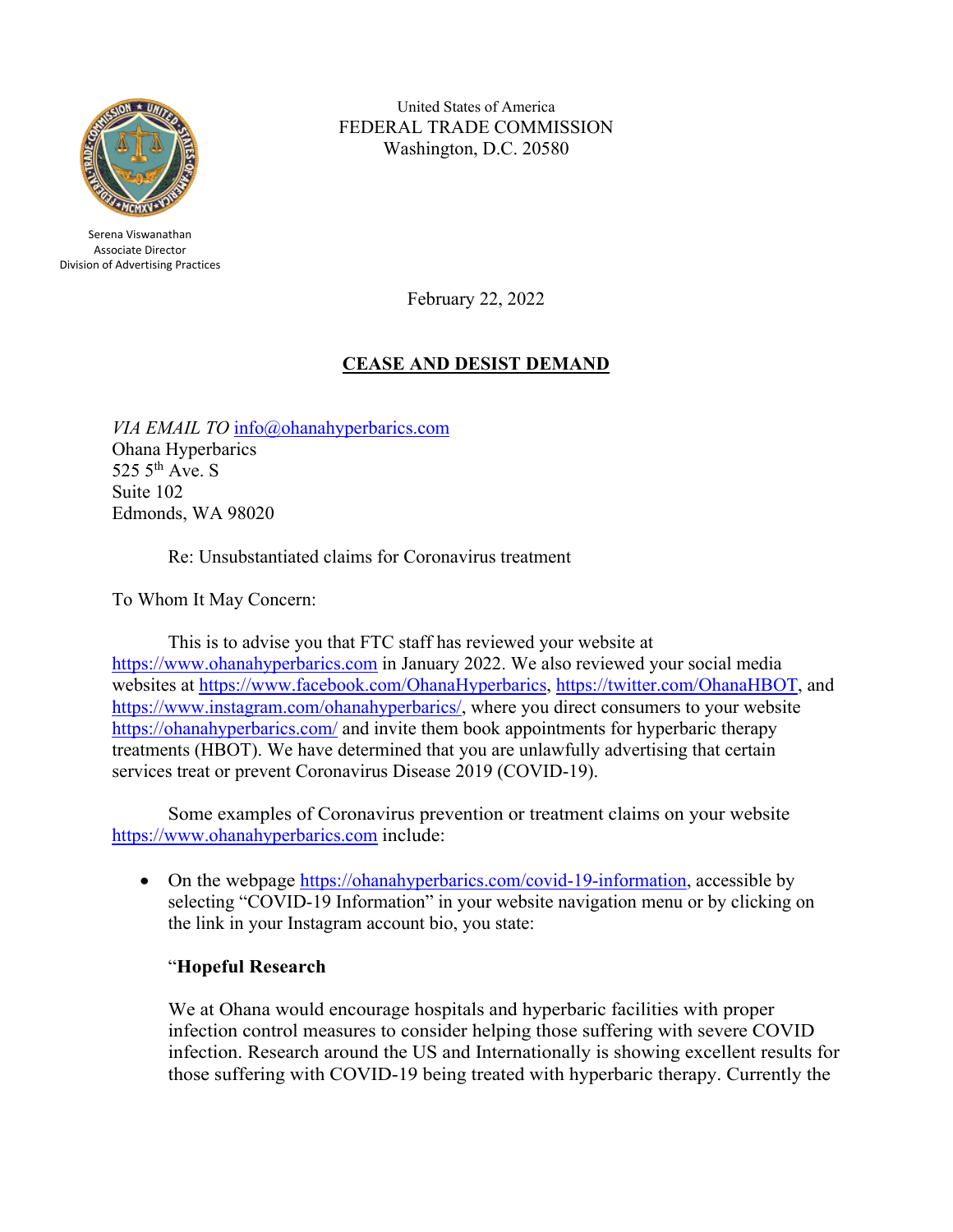Serena Viswanathan
Associate Director
Division of Advertising Practices

United States of America
FEDERAL TRADE COMMISSION
Washington, D.C. 20580

February 22, 2022

## CEASE AND DESIST DEMAND

*VIA EMAIL TO* info@ohanahyperbarics.com
Ohana Hyperbarics
525 5th Ave. S
Suite 102
Edmonds, WA 98020

Re: Unsubstantiated claims for Coronavirus treatment

To Whom It May Concern:

This is to advise you that FTC staff has reviewed your website at https://www.ohanahyperbarics.com in January 2022. We also reviewed your social media websites at https://www.facebook.com/OhanaHyperbarics, https://twitter.com/OhanaHBOT, and https://www.instagram.com/ohanahyperbarics/, where you direct consumers to your website https://ohanahyperbarics.com/ and invite them book appointments for hyperbaric therapy treatments (HBOT). We have determined that you are unlawfully advertising that certain services treat or prevent Coronavirus Disease 2019 (COVID-19).

Some examples of Coronavirus prevention or treatment claims on your website https://www.ohanahyperbarics.com include:

- On the webpage https://ohanahyperbarics.com/covid-19-information, accessible by selecting "COVID-19 Information" in your website navigation menu or by clicking on the link in your Instagram account bio, you state:

  "**Hopeful Research**

  We at Ohana would encourage hospitals and hyperbaric facilities with proper infection control measures to consider helping those suffering with severe COVID infection. Research around the US and Internationally is showing excellent results for those suffering with COVID-19 being treated with hyperbaric therapy. Currently the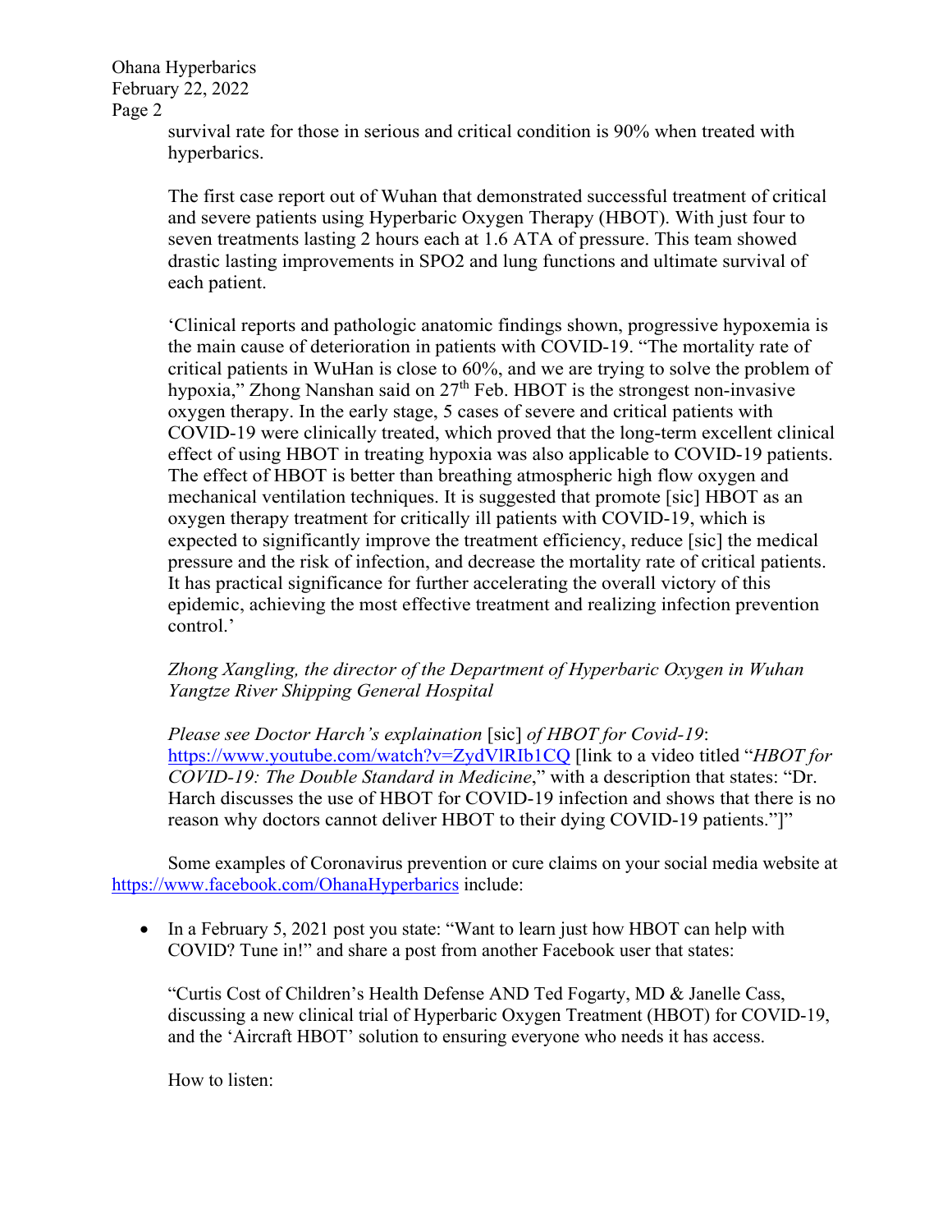survival rate for those in serious and critical condition is 90% when treated with hyperbarics.

The first case report out of Wuhan that demonstrated successful treatment of critical and severe patients using Hyperbaric Oxygen Therapy (HBOT). With just four to seven treatments lasting 2 hours each at 1.6 ATA of pressure. This team showed drastic lasting improvements in SPO2 and lung functions and ultimate survival of each patient.

'Clinical reports and pathologic anatomic findings shown, progressive hypoxemia is the main cause of deterioration in patients with COVID-19. "The mortality rate of critical patients in WuHan is close to 60%, and we are trying to solve the problem of hypoxia," Zhong Nanshan said on 27th Feb. HBOT is the strongest non-invasive oxygen therapy. In the early stage, 5 cases of severe and critical patients with COVID-19 were clinically treated, which proved that the long-term excellent clinical effect of using HBOT in treating hypoxia was also applicable to COVID-19 patients. The effect of HBOT is better than breathing atmospheric high flow oxygen and mechanical ventilation techniques. It is suggested that promote [sic] HBOT as an oxygen therapy treatment for critically ill patients with COVID-19, which is expected to significantly improve the treatment efficiency, reduce [sic] the medical pressure and the risk of infection, and decrease the mortality rate of critical patients. It has practical significance for further accelerating the overall victory of this epidemic, achieving the most effective treatment and realizing infection prevention control.'

*Zhong Xangling, the director of the Department of Hyperbaric Oxygen in Wuhan Yangtze River Shipping General Hospital*

*Please see Doctor Harch's explaination* [sic] *of HBOT for Covid-19*: https://www.youtube.com/watch?v=ZydVlRIb1CQ [link to a video titled "*HBOT for COVID-19: The Double Standard in Medicine*," with a description that states: "Dr. Harch discusses the use of HBOT for COVID-19 infection and shows that there is no reason why doctors cannot deliver HBOT to their dying COVID-19 patients."]"

Some examples of Coronavirus prevention or cure claims on your social media website at https://www.facebook.com/OhanaHyperbarics include:

- In a February 5, 2021 post you state: "Want to learn just how HBOT can help with COVID? Tune in!" and share a post from another Facebook user that states:

  "Curtis Cost of Children's Health Defense AND Ted Fogarty, MD & Janelle Cass, discussing a new clinical trial of Hyperbaric Oxygen Treatment (HBOT) for COVID-19, and the 'Aircraft HBOT' solution to ensuring everyone who needs it has access.

  How to listen: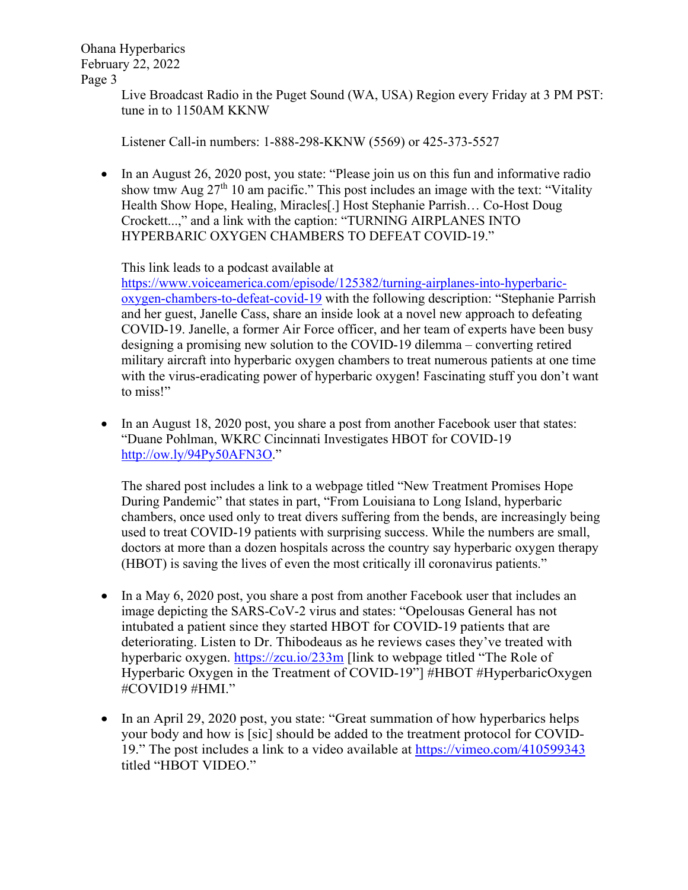Live Broadcast Radio in the Puget Sound (WA, USA) Region every Friday at 3 PM PST: tune in to 1150AM KKNW

Listener Call-in numbers: 1-888-298-KKNW (5569) or 425-373-5527

- In an August 26, 2020 post, you state: "Please join us on this fun and informative radio show tmw Aug 27th 10 am pacific." This post includes an image with the text: "Vitality Health Show Hope, Healing, Miracles[.] Host Stephanie Parrish… Co-Host Doug Crockett...," and a link with the caption: "TURNING AIRPLANES INTO HYPERBARIC OXYGEN CHAMBERS TO DEFEAT COVID-19."

  This link leads to a podcast available at https://www.voiceamerica.com/episode/125382/turning-airplanes-into-hyperbaric-oxygen-chambers-to-defeat-covid-19 with the following description: "Stephanie Parrish and her guest, Janelle Cass, share an inside look at a novel new approach to defeating COVID-19. Janelle, a former Air Force officer, and her team of experts have been busy designing a promising new solution to the COVID-19 dilemma – converting retired military aircraft into hyperbaric oxygen chambers to treat numerous patients at one time with the virus-eradicating power of hyperbaric oxygen! Fascinating stuff you don't want to miss!"

- In an August 18, 2020 post, you share a post from another Facebook user that states: "Duane Pohlman, WKRC Cincinnati Investigates HBOT for COVID-19 http://ow.ly/94Py50AFN3O."

  The shared post includes a link to a webpage titled "New Treatment Promises Hope During Pandemic" that states in part, "From Louisiana to Long Island, hyperbaric chambers, once used only to treat divers suffering from the bends, are increasingly being used to treat COVID-19 patients with surprising success. While the numbers are small, doctors at more than a dozen hospitals across the country say hyperbaric oxygen therapy (HBOT) is saving the lives of even the most critically ill coronavirus patients."

- In a May 6, 2020 post, you share a post from another Facebook user that includes an image depicting the SARS-CoV-2 virus and states: "Opelousas General has not intubated a patient since they started HBOT for COVID-19 patients that are deteriorating. Listen to Dr. Thibodeaus as he reviews cases they've treated with hyperbaric oxygen. https://zcu.io/233m [link to webpage titled "The Role of Hyperbaric Oxygen in the Treatment of COVID-19"] #HBOT #HyperbaricOxygen #COVID19 #HMI."

- In an April 29, 2020 post, you state: "Great summation of how hyperbarics helps your body and how is [sic] should be added to the treatment protocol for COVID-19." The post includes a link to a video available at https://vimeo.com/410599343 titled "HBOT VIDEO."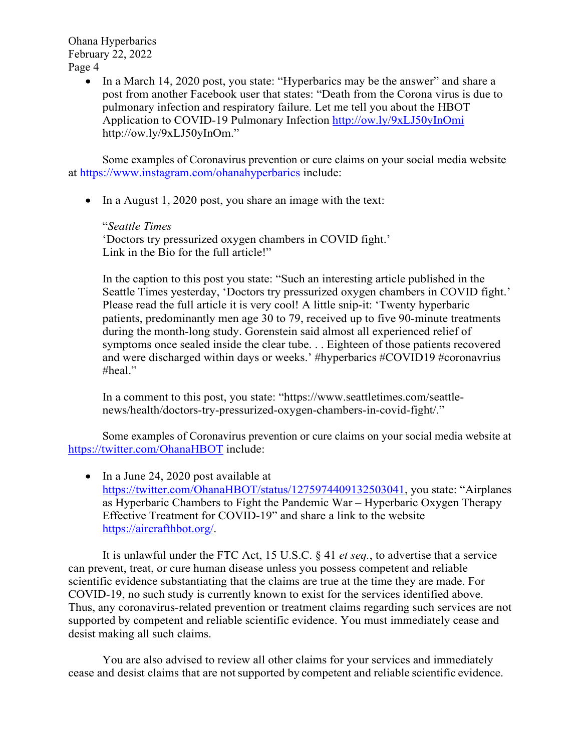- In a March 14, 2020 post, you state: "Hyperbarics may be the answer" and share a post from another Facebook user that states: "Death from the Corona virus is due to pulmonary infection and respiratory failure. Let me tell you about the HBOT Application to COVID-19 Pulmonary Infection http://ow.ly/9xLJ50yInOmi http://ow.ly/9xLJ50yInOm."

Some examples of Coronavirus prevention or cure claims on your social media website at https://www.instagram.com/ohanahyperbarics include:

- In a August 1, 2020 post, you share an image with the text:

  "*Seattle Times*
  'Doctors try pressurized oxygen chambers in COVID fight.'
  Link in the Bio for the full article!"

  In the caption to this post you state: "Such an interesting article published in the Seattle Times yesterday, 'Doctors try pressurized oxygen chambers in COVID fight.' Please read the full article it is very cool! A little snip-it: 'Twenty hyperbaric patients, predominantly men age 30 to 79, received up to five 90-minute treatments during the month-long study. Gorenstein said almost all experienced relief of symptoms once sealed inside the clear tube. . . Eighteen of those patients recovered and were discharged within days or weeks.' #hyperbarics #COVID19 #coronavrius #heal."

  In a comment to this post, you state: "https://www.seattletimes.com/seattle-news/health/doctors-try-pressurized-oxygen-chambers-in-covid-fight/."

Some examples of Coronavirus prevention or cure claims on your social media website at https://twitter.com/OhanaHBOT include:

- In a June 24, 2020 post available at https://twitter.com/OhanaHBOT/status/1275974409132503041, you state: "Airplanes as Hyperbaric Chambers to Fight the Pandemic War – Hyperbaric Oxygen Therapy Effective Treatment for COVID-19" and share a link to the website https://aircrafthbot.org/.

It is unlawful under the FTC Act, 15 U.S.C. § 41 *et seq.*, to advertise that a service can prevent, treat, or cure human disease unless you possess competent and reliable scientific evidence substantiating that the claims are true at the time they are made. For COVID-19, no such study is currently known to exist for the services identified above. Thus, any coronavirus-related prevention or treatment claims regarding such services are not supported by competent and reliable scientific evidence. You must immediately cease and desist making all such claims.

You are also advised to review all other claims for your services and immediately cease and desist claims that are not supported by competent and reliable scientific evidence.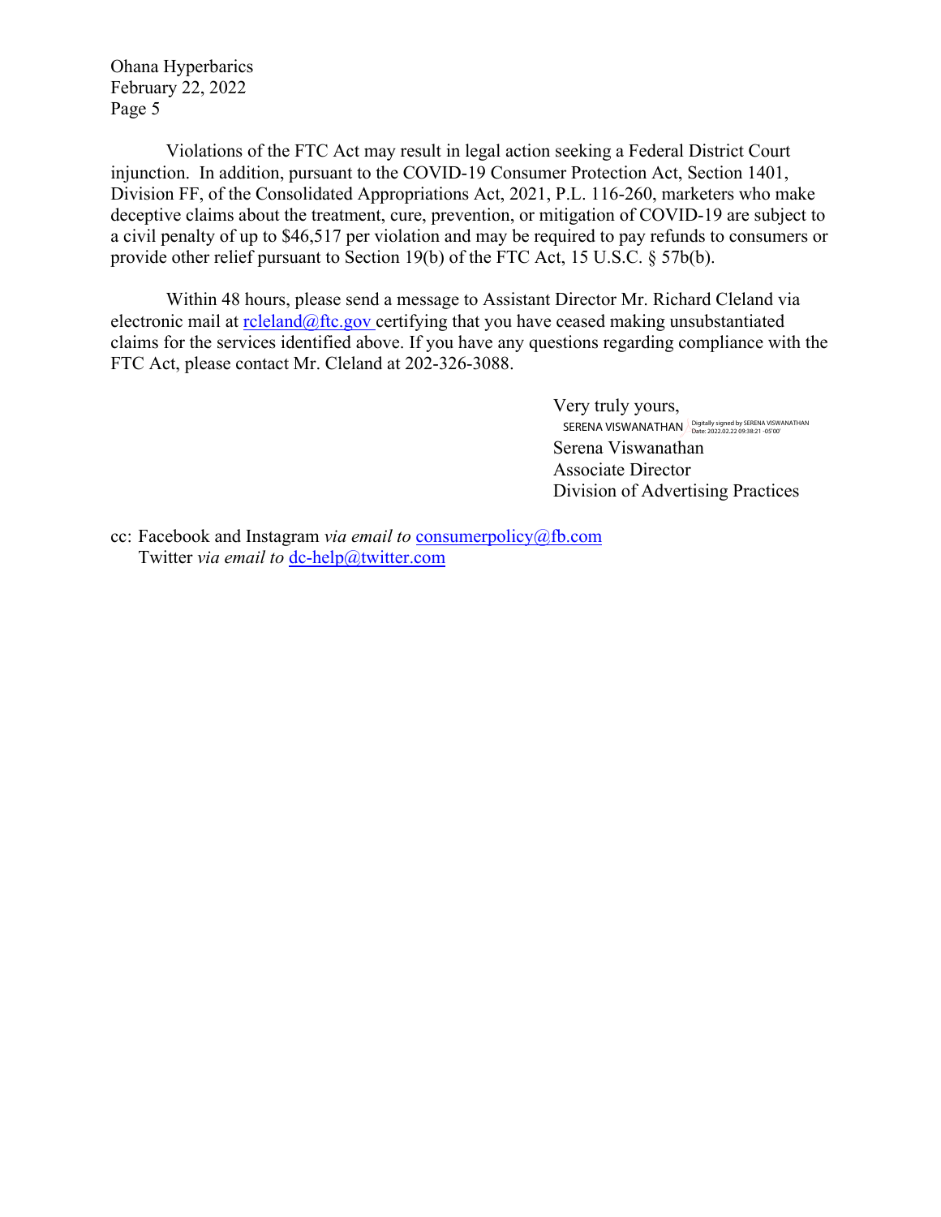Violations of the FTC Act may result in legal action seeking a Federal District Court injunction. In addition, pursuant to the COVID-19 Consumer Protection Act, Section 1401, Division FF, of the Consolidated Appropriations Act, 2021, P.L. 116-260, marketers who make deceptive claims about the treatment, cure, prevention, or mitigation of COVID-19 are subject to a civil penalty of up to $46,517 per violation and may be required to pay refunds to consumers or provide other relief pursuant to Section 19(b) of the FTC Act, 15 U.S.C. § 57b(b).

Within 48 hours, please send a message to Assistant Director Mr. Richard Cleland via electronic mail at rcleland@ftc.gov certifying that you have ceased making unsubstantiated claims for the services identified above. If you have any questions regarding compliance with the FTC Act, please contact Mr. Cleland at 202-326-3088.

Very truly yours,

SERENA VISWANATHAN Digitally signed by SERENA VISWANATHAN Date: 2022.02.22 09:38:21 -05'00'

Serena Viswanathan
Associate Director
Division of Advertising Practices

cc: Facebook and Instagram *via email to* consumerpolicy@fb.com
Twitter *via email to* dc-help@twitter.com